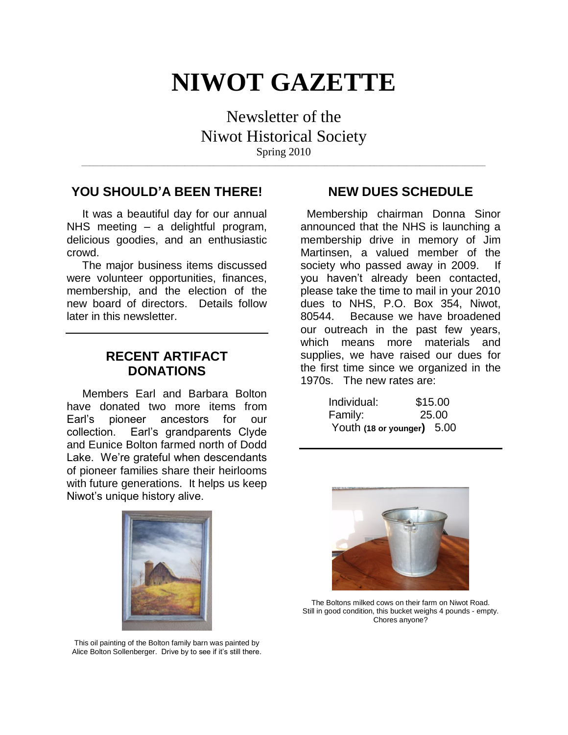# NIWOT GAZETTE

Newsletter of the
Niwot Historical Society
Spring 2010

## YOU SHOULD'A BEEN THERE!

It was a beautiful day for our annual NHS meeting – a delightful program, delicious goodies, and an enthusiastic crowd.

The major business items discussed were volunteer opportunities, finances, membership, and the election of the new board of directors. Details follow later in this newsletter.

## RECENT ARTIFACT DONATIONS

Members Earl and Barbara Bolton have donated two more items from Earl's pioneer ancestors for our collection. Earl's grandparents Clyde and Eunice Bolton farmed north of Dodd Lake. We're grateful when descendants of pioneer families share their heirlooms with future generations. It helps us keep Niwot's unique history alive.

This oil painting of the Bolton family barn was painted by Alice Bolton Sollenberger. Drive by to see if it's still there.

## NEW DUES SCHEDULE

Membership chairman Donna Sinor announced that the NHS is launching a membership drive in memory of Jim Martinsen, a valued member of the society who passed away in 2009. If you haven't already been contacted, please take the time to mail in your 2010 dues to NHS, P.O. Box 354, Niwot, 80544. Because we have broadened our outreach in the past few years, which means more materials and supplies, we have raised our dues for the first time since we organized in the 1970s. The new rates are:

| | |
|---|---|
| Individual: | $15.00 |
| Family: | 25.00 |
| Youth **(18 or younger)** | 5.00 |

The Boltons milked cows on their farm on Niwot Road. Still in good condition, this bucket weighs 4 pounds - empty. Chores anyone?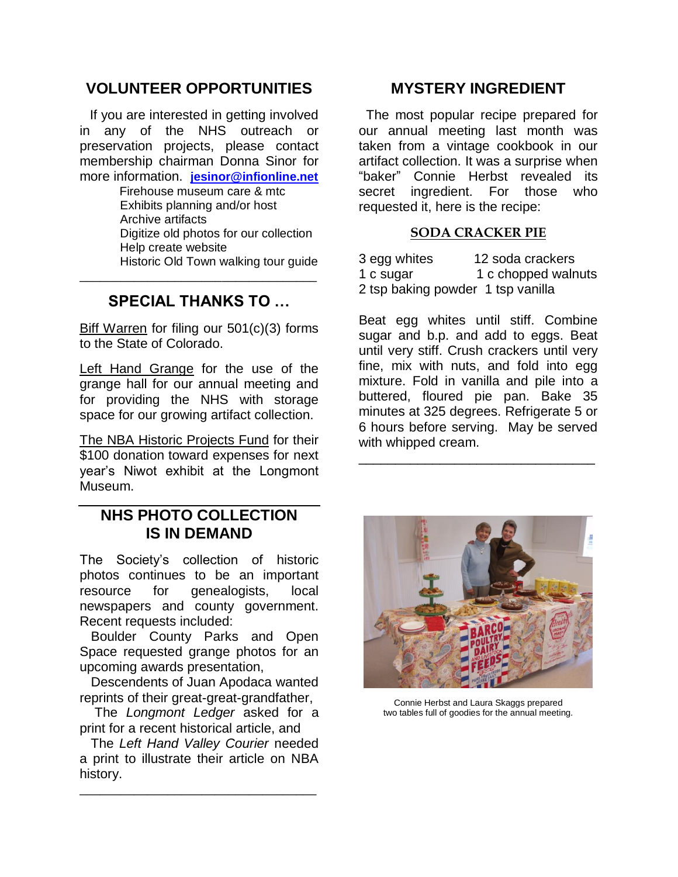## VOLUNTEER OPPORTUNITIES

If you are interested in getting involved in any of the NHS outreach or preservation projects, please contact membership chairman Donna Sinor for more information. **jesinor@infionline.net**

- Firehouse museum care & mtc
- Exhibits planning and/or host
- Archive artifacts
- Digitize old photos for our collection
- Help create website
- Historic Old Town walking tour guide

---

## SPECIAL THANKS TO …

Biff Warren for filing our 501(c)(3) forms to the State of Colorado.

Left Hand Grange for the use of the grange hall for our annual meeting and for providing the NHS with storage space for our growing artifact collection.

The NBA Historic Projects Fund for their $100 donation toward expenses for next year's Niwot exhibit at the Longmont Museum.

---

## NHS PHOTO COLLECTION IS IN DEMAND

The Society's collection of historic photos continues to be an important resource for genealogists, local newspapers and county government. Recent requests included:

Boulder County Parks and Open Space requested grange photos for an upcoming awards presentation,

Descendents of Juan Apodaca wanted reprints of their great-great-grandfather,

The *Longmont Ledger* asked for a print for a recent historical article, and

The *Left Hand Valley Courier* needed a print to illustrate their article on NBA history.

---

## MYSTERY INGREDIENT

The most popular recipe prepared for our annual meeting last month was taken from a vintage cookbook in our artifact collection. It was a surprise when "baker" Connie Herbst revealed its secret ingredient. For those who requested it, here is the recipe:

### SODA CRACKER PIE

3 egg whites — 12 soda crackers
1 c sugar — 1 c chopped walnuts
2 tsp baking powder — 1 tsp vanilla

Beat egg whites until stiff. Combine sugar and b.p. and add to eggs. Beat until very stiff. Crush crackers until very fine, mix with nuts, and fold into egg mixture. Fold in vanilla and pile into a buttered, floured pie pan. Bake 35 minutes at 325 degrees. Refrigerate 5 or 6 hours before serving. May be served with whipped cream.

---

Connie Herbst and Laura Skaggs prepared two tables full of goodies for the annual meeting.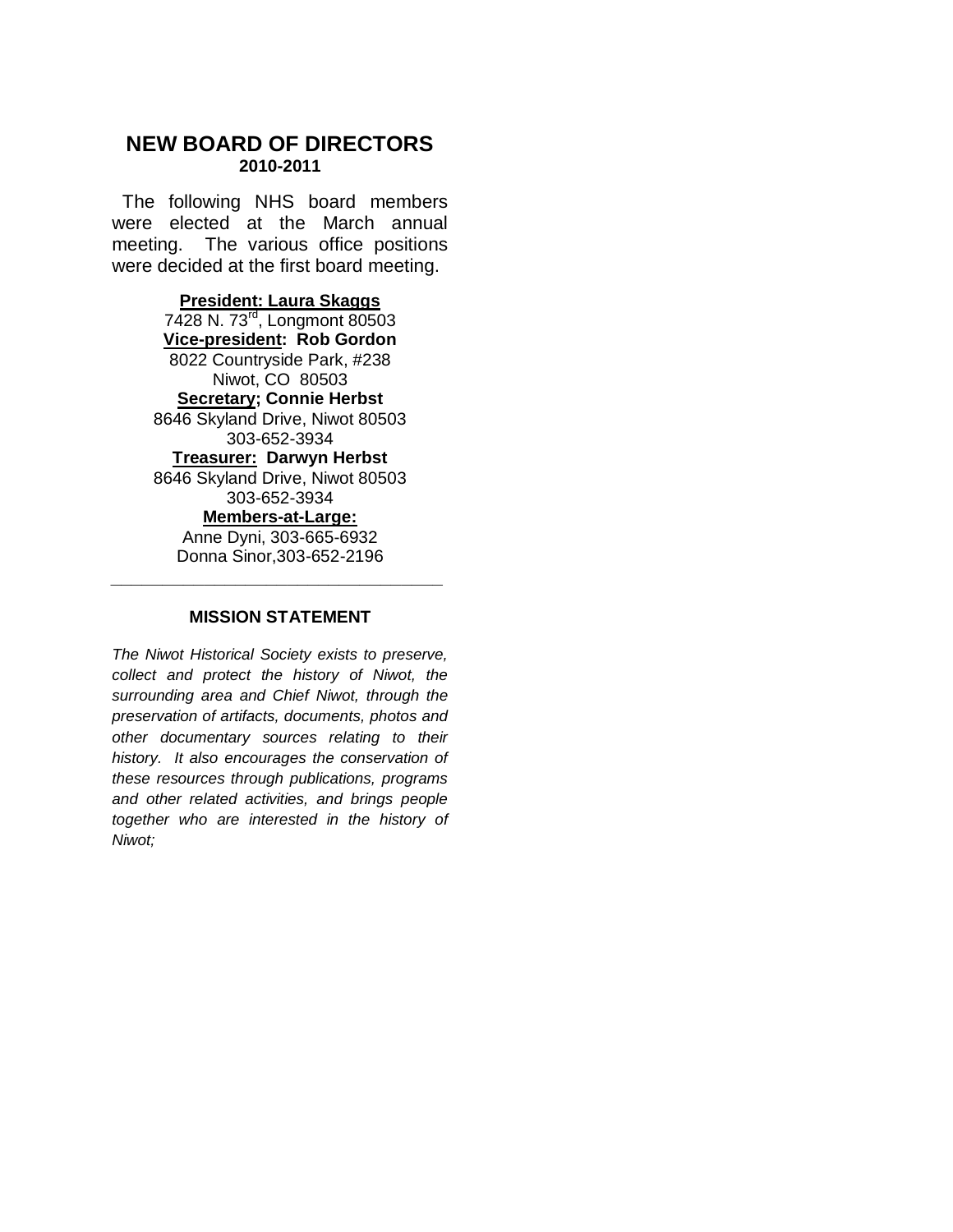## NEW BOARD OF DIRECTORS

**2010-2011**

The following NHS board members were elected at the March annual meeting. The various office positions were decided at the first board meeting.

**President: Laura Skaggs**
7428 N. 73rd, Longmont 80503

**Vice-president: Rob Gordon**
8022 Countryside Park, #238
Niwot, CO 80503

**Secretary; Connie Herbst**
8646 Skyland Drive, Niwot 80503
303-652-3934

**Treasurer: Darwyn Herbst**
8646 Skyland Drive, Niwot 80503
303-652-3934

**Members-at-Large:**
Anne Dyni, 303-665-6932
Donna Sinor,303-652-2196

---

### MISSION STATEMENT

*The Niwot Historical Society exists to preserve, collect and protect the history of Niwot, the surrounding area and Chief Niwot, through the preservation of artifacts, documents, photos and other documentary sources relating to their history. It also encourages the conservation of these resources through publications, programs and other related activities, and brings people together who are interested in the history of Niwot;*